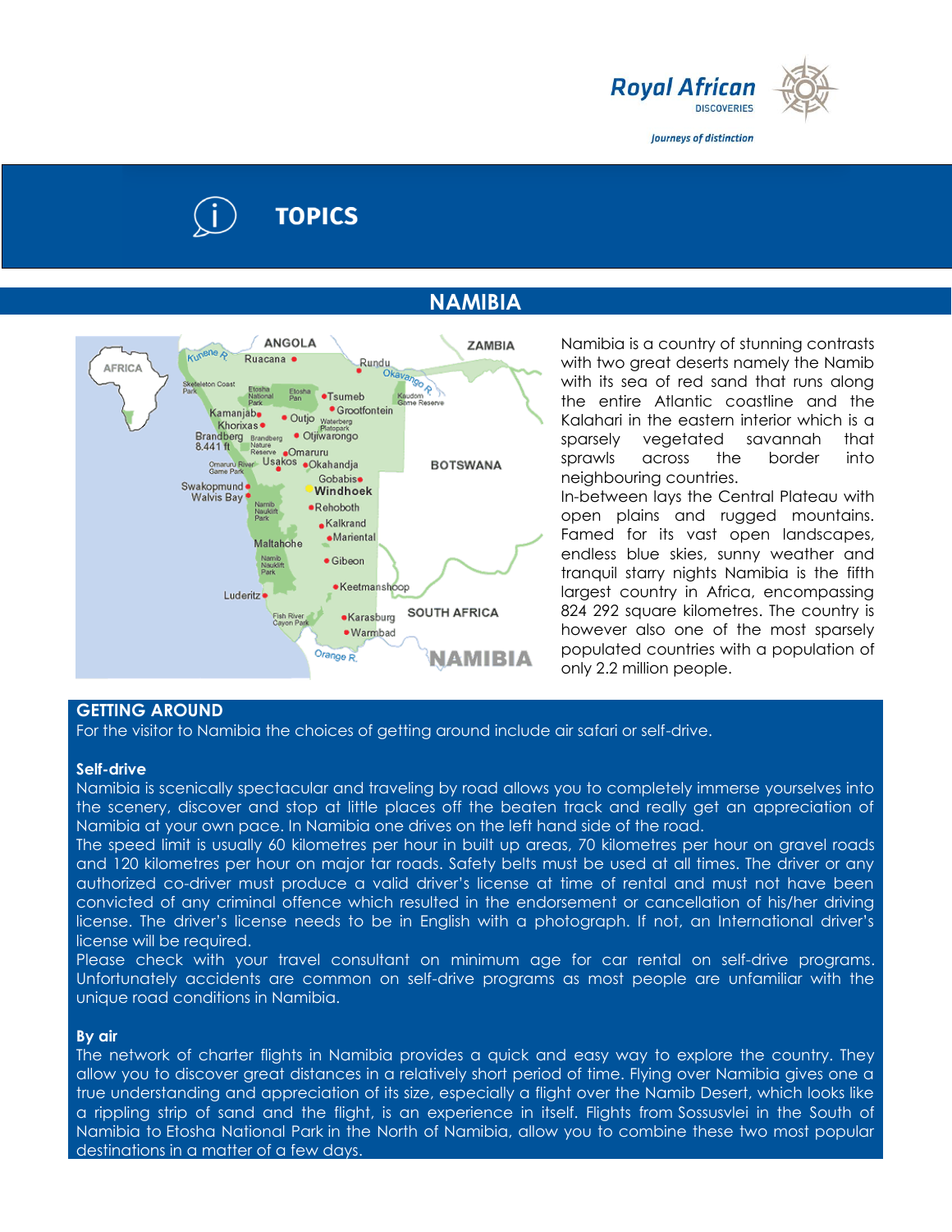Royal African DISCOVERIES

*Journeys of distinction*

# TOPICS

## NAMIBIA

Namibia is a country of stunning contrasts with two great deserts namely the Namib with its sea of red sand that runs along the entire Atlantic coastline and the Kalahari in the eastern interior which is a sparsely vegetated savannah that sprawls across the border into neighbouring countries.

In-between lays the Central Plateau with open plains and rugged mountains. Famed for its vast open landscapes, endless blue skies, sunny weather and tranquil starry nights Namibia is the fifth largest country in Africa, encompassing 824 292 square kilometres. The country is however also one of the most sparsely populated countries with a population of only 2.2 million people.

### GETTING AROUND

For the visitor to Namibia the choices of getting around include air safari or self-drive.

**Self-drive**

Namibia is scenically spectacular and traveling by road allows you to completely immerse yourselves into the scenery, discover and stop at little places off the beaten track and really get an appreciation of Namibia at your own pace. In Namibia one drives on the left hand side of the road.

The speed limit is usually 60 kilometres per hour in built up areas, 70 kilometres per hour on gravel roads and 120 kilometres per hour on major tar roads. Safety belts must be used at all times. The driver or any authorized co-driver must produce a valid driver's license at time of rental and must not have been convicted of any criminal offence which resulted in the endorsement or cancellation of his/her driving license. The driver's license needs to be in English with a photograph. If not, an International driver's license will be required.

Please check with your travel consultant on minimum age for car rental on self-drive programs. Unfortunately accidents are common on self-drive programs as most people are unfamiliar with the unique road conditions in Namibia.

**By air**

The network of charter flights in Namibia provides a quick and easy way to explore the country. They allow you to discover great distances in a relatively short period of time. Flying over Namibia gives one a true understanding and appreciation of its size, especially a flight over the Namib Desert, which looks like a rippling strip of sand and the flight, is an experience in itself. Flights from Sossusvlei in the South of Namibia to Etosha National Park in the North of Namibia, allow you to combine these two most popular destinations in a matter of a few days.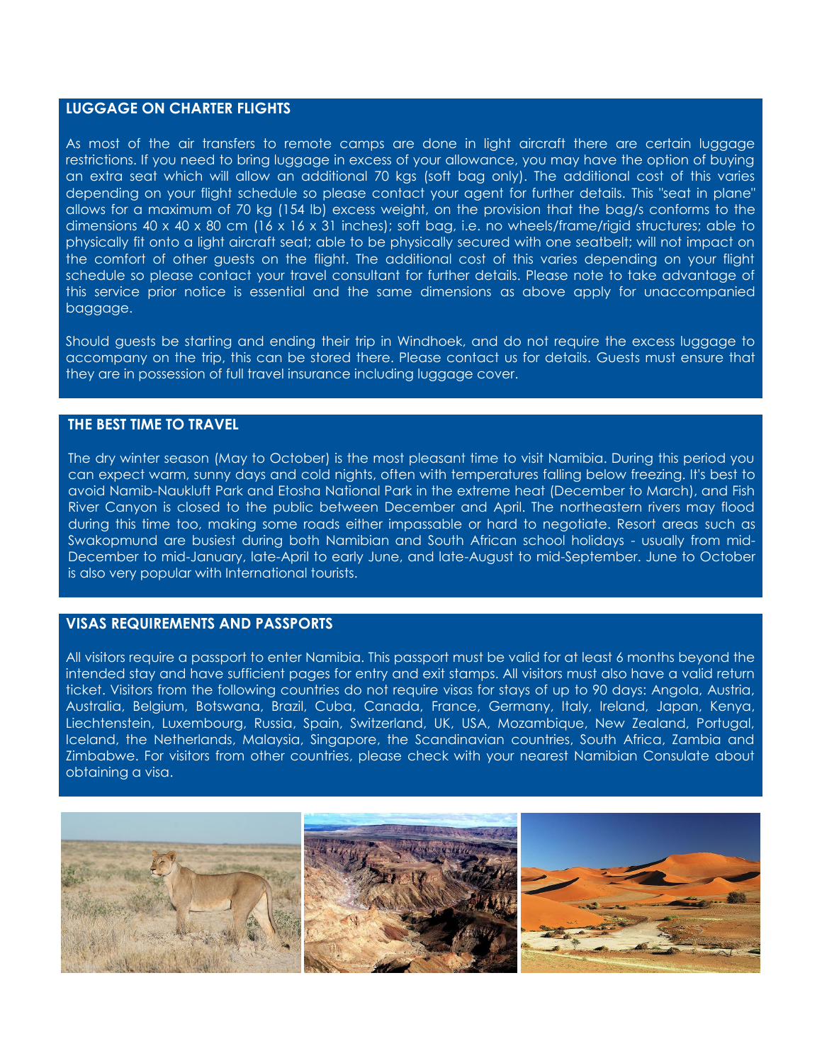## LUGGAGE ON CHARTER FLIGHTS

As most of the air transfers to remote camps are done in light aircraft there are certain luggage restrictions. If you need to bring luggage in excess of your allowance, you may have the option of buying an extra seat which will allow an additional 70 kgs (soft bag only). The additional cost of this varies depending on your flight schedule so please contact your agent for further details. This "seat in plane" allows for a maximum of 70 kg (154 lb) excess weight, on the provision that the bag/s conforms to the dimensions 40 x 40 x 80 cm (16 x 16 x 31 inches); soft bag, i.e. no wheels/frame/rigid structures; able to physically fit onto a light aircraft seat; able to be physically secured with one seatbelt; will not impact on the comfort of other guests on the flight. The additional cost of this varies depending on your flight schedule so please contact your travel consultant for further details. Please note to take advantage of this service prior notice is essential and the same dimensions as above apply for unaccompanied baggage.

Should guests be starting and ending their trip in Windhoek, and do not require the excess luggage to accompany on the trip, this can be stored there. Please contact us for details. Guests must ensure that they are in possession of full travel insurance including luggage cover.

## THE BEST TIME TO TRAVEL

The dry winter season (May to October) is the most pleasant time to visit Namibia. During this period you can expect warm, sunny days and cold nights, often with temperatures falling below freezing. It's best to avoid Namib-Naukluft Park and Etosha National Park in the extreme heat (December to March), and Fish River Canyon is closed to the public between December and April. The northeastern rivers may flood during this time too, making some roads either impassable or hard to negotiate. Resort areas such as Swakopmund are busiest during both Namibian and South African school holidays - usually from mid-December to mid-January, late-April to early June, and late-August to mid-September. June to October is also very popular with International tourists.

## VISAS REQUIREMENTS AND PASSPORTS

All visitors require a passport to enter Namibia. This passport must be valid for at least 6 months beyond the intended stay and have sufficient pages for entry and exit stamps. All visitors must also have a valid return ticket. Visitors from the following countries do not require visas for stays of up to 90 days: Angola, Austria, Australia, Belgium, Botswana, Brazil, Cuba, Canada, France, Germany, Italy, Ireland, Japan, Kenya, Liechtenstein, Luxembourg, Russia, Spain, Switzerland, UK, USA, Mozambique, New Zealand, Portugal, Iceland, the Netherlands, Malaysia, Singapore, the Scandinavian countries, South Africa, Zambia and Zimbabwe. For visitors from other countries, please check with your nearest Namibian Consulate about obtaining a visa.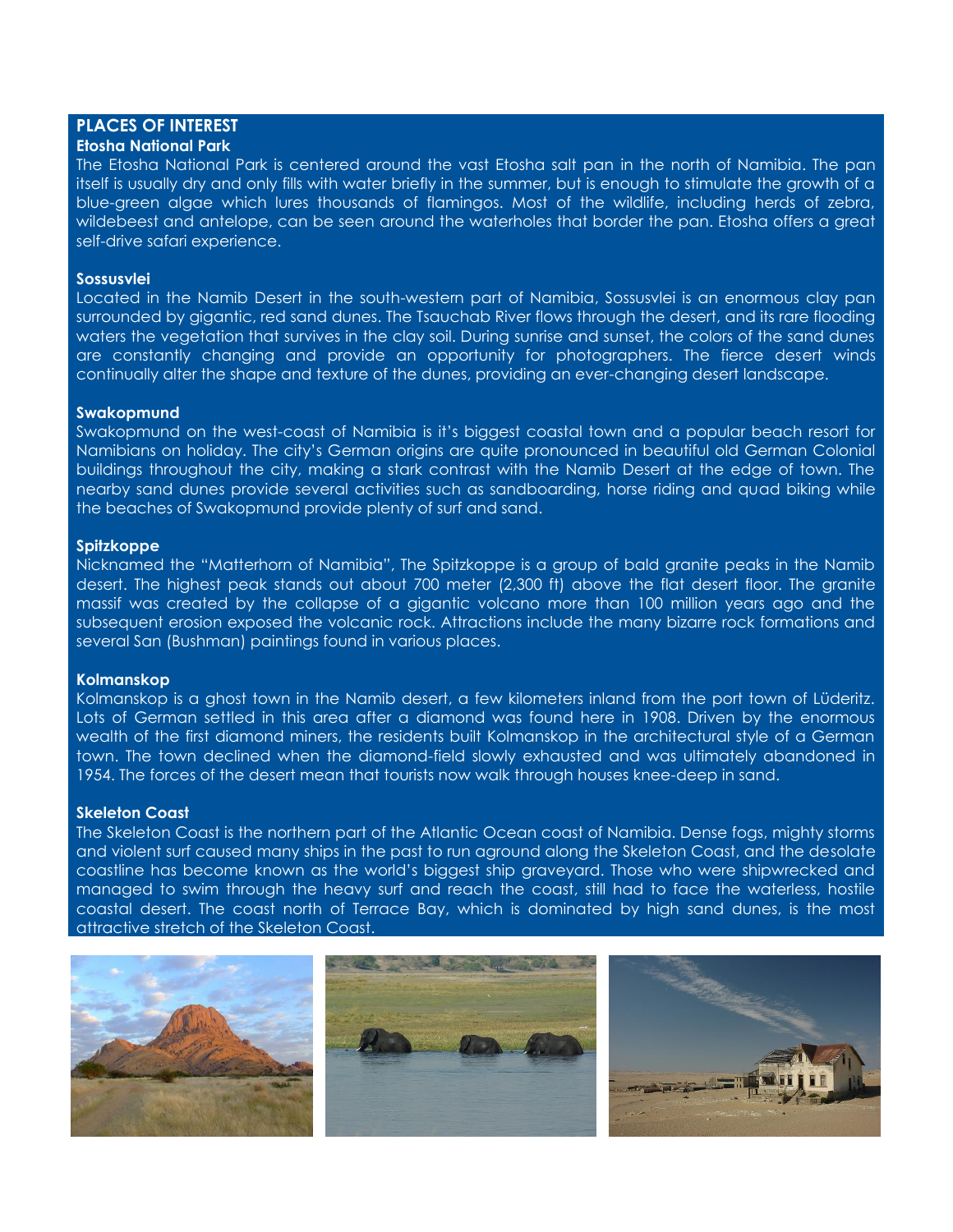## PLACES OF INTEREST

### Etosha National Park

The Etosha National Park is centered around the vast Etosha salt pan in the north of Namibia. The pan itself is usually dry and only fills with water briefly in the summer, but is enough to stimulate the growth of a blue-green algae which lures thousands of flamingos. Most of the wildlife, including herds of zebra, wildebeest and antelope, can be seen around the waterholes that border the pan. Etosha offers a great self-drive safari experience.

### Sossusvlei

Located in the Namib Desert in the south-western part of Namibia, Sossusvlei is an enormous clay pan surrounded by gigantic, red sand dunes. The Tsauchab River flows through the desert, and its rare flooding waters the vegetation that survives in the clay soil. During sunrise and sunset, the colors of the sand dunes are constantly changing and provide an opportunity for photographers. The fierce desert winds continually alter the shape and texture of the dunes, providing an ever-changing desert landscape.

### Swakopmund

Swakopmund on the west-coast of Namibia is it's biggest coastal town and a popular beach resort for Namibians on holiday. The city's German origins are quite pronounced in beautiful old German Colonial buildings throughout the city, making a stark contrast with the Namib Desert at the edge of town. The nearby sand dunes provide several activities such as sandboarding, horse riding and quad biking while the beaches of Swakopmund provide plenty of surf and sand.

### Spitzkoppe

Nicknamed the "Matterhorn of Namibia", The Spitzkoppe is a group of bald granite peaks in the Namib desert. The highest peak stands out about 700 meter (2,300 ft) above the flat desert floor. The granite massif was created by the collapse of a gigantic volcano more than 100 million years ago and the subsequent erosion exposed the volcanic rock. Attractions include the many bizarre rock formations and several San (Bushman) paintings found in various places.

### Kolmanskop

Kolmanskop is a ghost town in the Namib desert, a few kilometers inland from the port town of Lüderitz. Lots of German settled in this area after a diamond was found here in 1908. Driven by the enormous wealth of the first diamond miners, the residents built Kolmanskop in the architectural style of a German town. The town declined when the diamond-field slowly exhausted and was ultimately abandoned in 1954. The forces of the desert mean that tourists now walk through houses knee-deep in sand.

### Skeleton Coast

The Skeleton Coast is the northern part of the Atlantic Ocean coast of Namibia. Dense fogs, mighty storms and violent surf caused many ships in the past to run aground along the Skeleton Coast, and the desolate coastline has become known as the world's biggest ship graveyard. Those who were shipwrecked and managed to swim through the heavy surf and reach the coast, still had to face the waterless, hostile coastal desert. The coast north of Terrace Bay, which is dominated by high sand dunes, is the most attractive stretch of the Skeleton Coast.